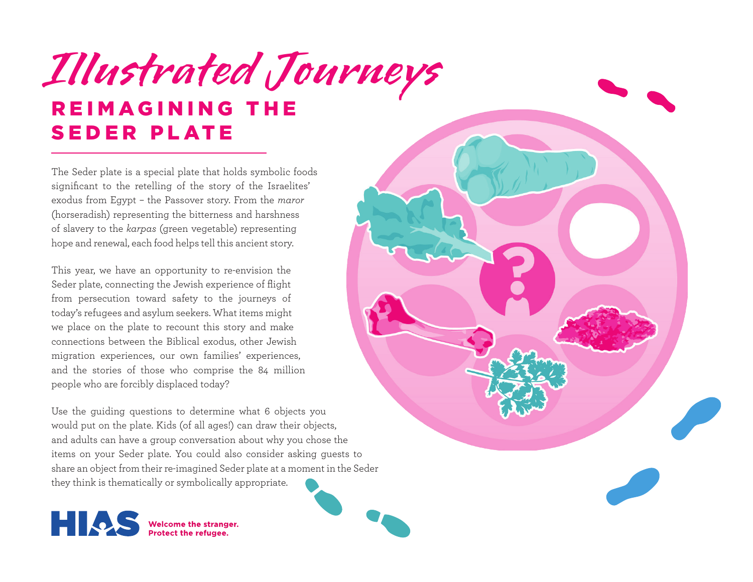# Illustrated Journeys

## REIMAGINING THE SEDER PLATE

The Seder plate is a special plate that holds symbolic foods significant to the retelling of the story of the Israelites' exodus from Egypt – the Passover story. From the *maror* (horseradish) representing the bitterness and harshness of slavery to the *karpas* (green vegetable) representing hope and renewal, each food helps tell this ancient story.

This year, we have an opportunity to re-envision the Seder plate, connecting the Jewish experience of flight from persecution toward safety to the journeys of today's refugees and asylum seekers. What items might we place on the plate to recount this story and make connections between the Biblical exodus, other Jewish migration experiences, our own families' experiences, and the stories of those who comprise the 84 million people who are forcibly displaced today?

Use the guiding questions to determine what 6 objects you would put on the plate. Kids (of all ages!) can draw their objects, and adults can have a group conversation about why you chose the items on your Seder plate. You could also consider asking guests to share an object from their re-imagined Seder plate at a moment in the Seder they think is thematically or symbolically appropriate.

HIAS **Welcome the stranger. Protect the refugee.**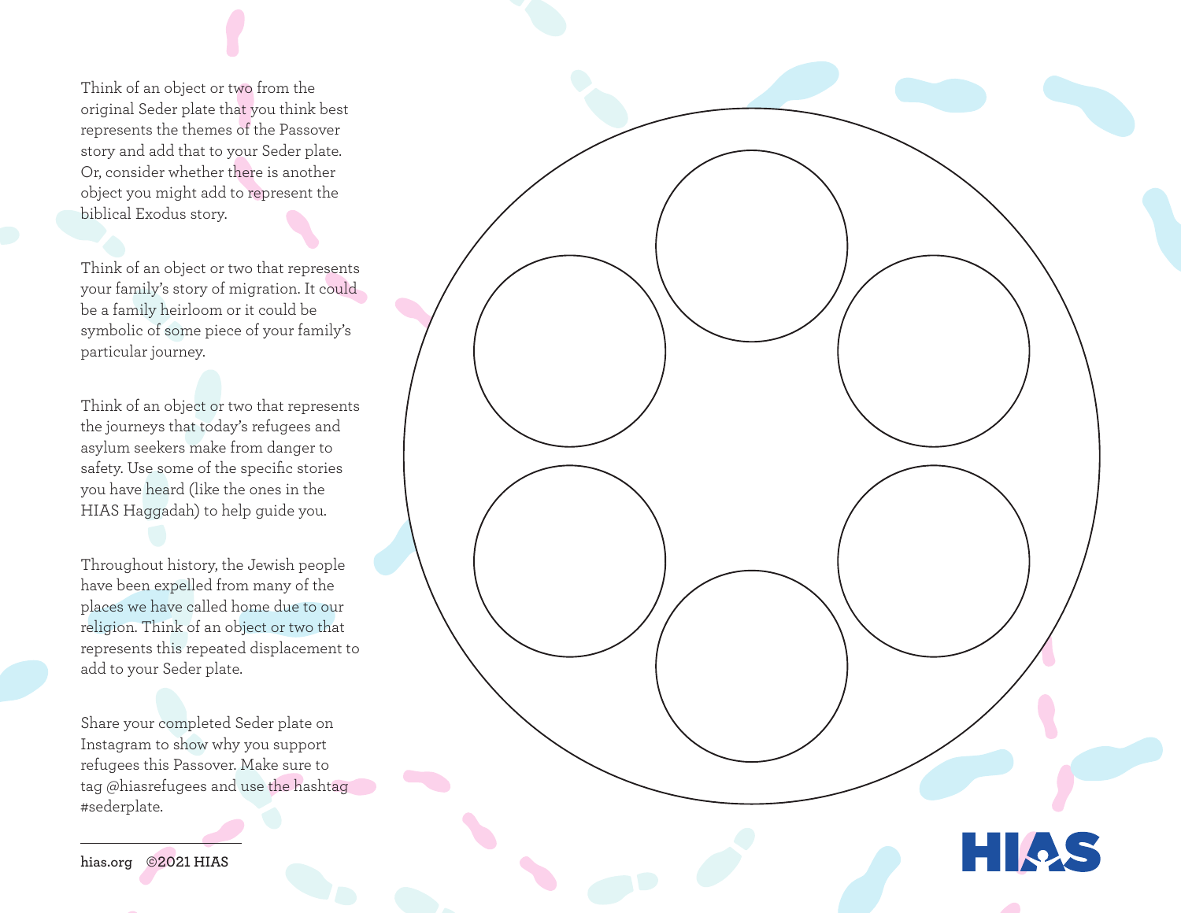Think of an object or two from the original Seder plate that you think best represents the themes of the Passover story and add that to your Seder plate. Or, consider whether there is another object you might add to represent the biblical Exodus story.

Think of an object or two that represents your family's story of migration. It could be a family heirloom or it could be symbolic of some piece of your family's particular journey.

Think of an object or two that represents the journeys that today's refugees and asylum seekers make from danger to safety. Use some of the specific stories you have heard (like the ones in the HIAS Haggadah) to help guide you.

Throughout history, the Jewish people have been expelled from many of the places we have called home due to our religion. Think of an object or two that represents this repeated displacement to add to your Seder plate.

Share your completed Seder plate on Instagram to show why you support refugees this Passover. Make sure to tag @hiasrefugees and use the hashtag #sederplate.

hias.org ©2021 HIAS

HIAS